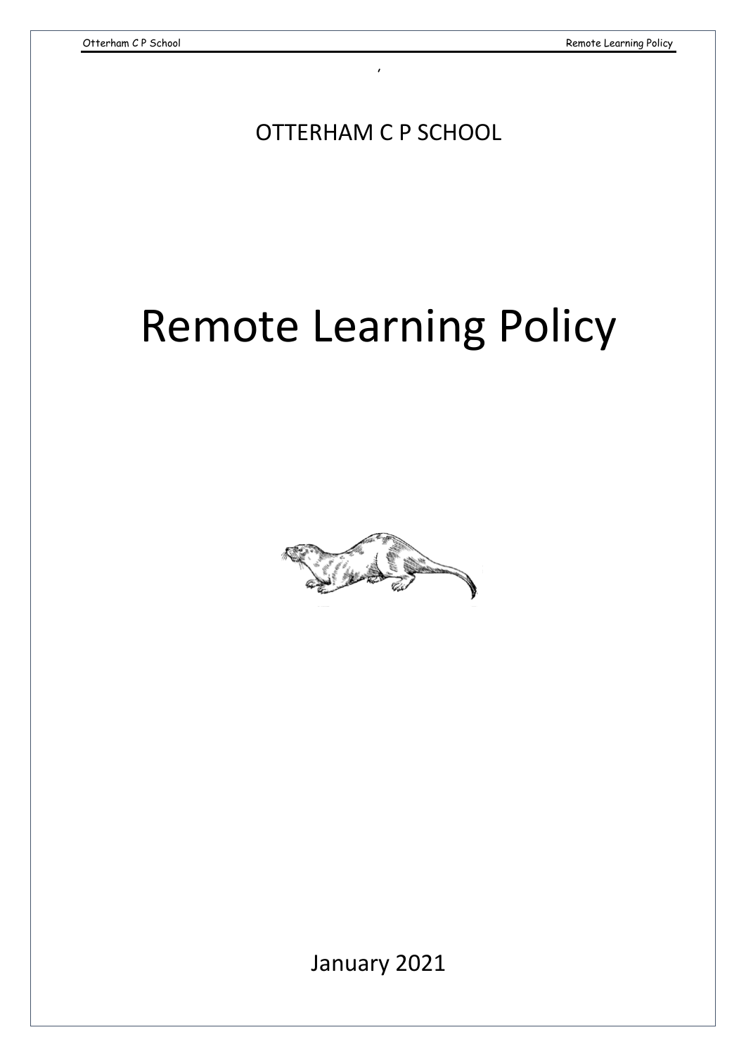OTTERHAM C P SCHOOL

# Remote Learning Policy

January 2021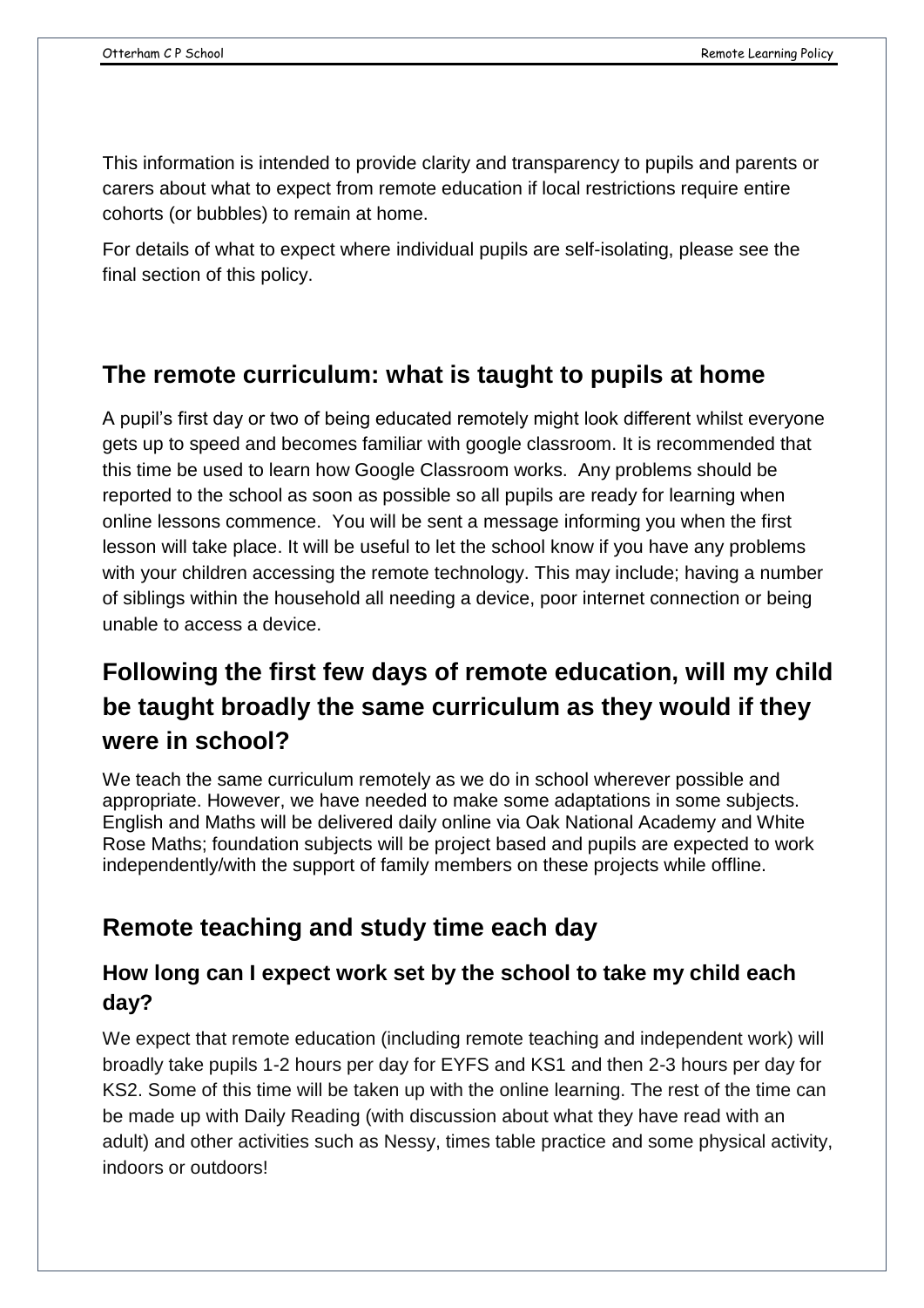This information is intended to provide clarity and transparency to pupils and parents or carers about what to expect from remote education if local restrictions require entire cohorts (or bubbles) to remain at home.

For details of what to expect where individual pupils are self-isolating, please see the final section of this policy.

## The remote curriculum: what is taught to pupils at home

A pupil's first day or two of being educated remotely might look different whilst everyone gets up to speed and becomes familiar with google classroom. It is recommended that this time be used to learn how Google Classroom works. Any problems should be reported to the school as soon as possible so all pupils are ready for learning when online lessons commence. You will be sent a message informing you when the first lesson will take place. It will be useful to let the school know if you have any problems with your children accessing the remote technology. This may include; having a number of siblings within the household all needing a device, poor internet connection or being unable to access a device.

## Following the first few days of remote education, will my child be taught broadly the same curriculum as they would if they were in school?

We teach the same curriculum remotely as we do in school wherever possible and appropriate. However, we have needed to make some adaptations in some subjects. English and Maths will be delivered daily online via Oak National Academy and White Rose Maths; foundation subjects will be project based and pupils are expected to work independently/with the support of family members on these projects while offline.

## Remote teaching and study time each day

### How long can I expect work set by the school to take my child each day?

We expect that remote education (including remote teaching and independent work) will broadly take pupils 1-2 hours per day for EYFS and KS1 and then 2-3 hours per day for KS2. Some of this time will be taken up with the online learning. The rest of the time can be made up with Daily Reading (with discussion about what they have read with an adult) and other activities such as Nessy, times table practice and some physical activity, indoors or outdoors!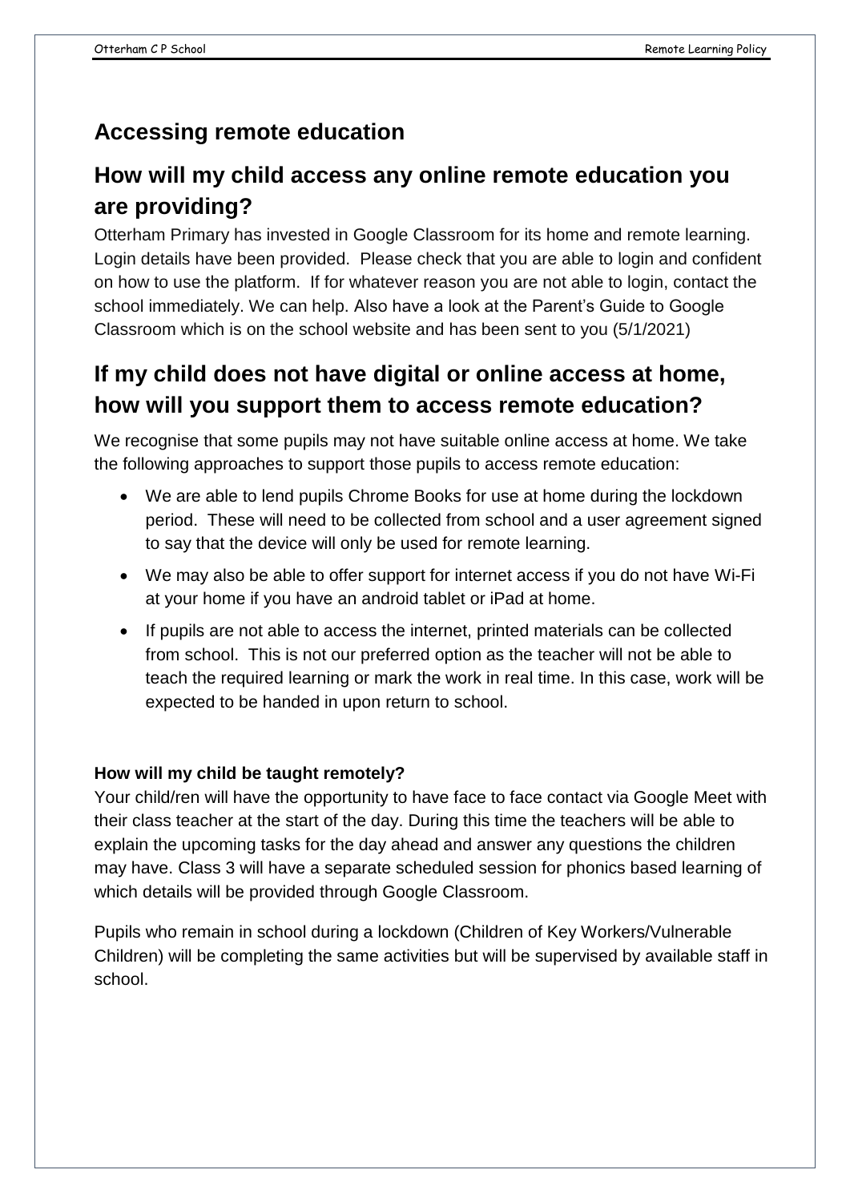## Accessing remote education

## How will my child access any online remote education you are providing?

Otterham Primary has invested in Google Classroom for its home and remote learning. Login details have been provided. Please check that you are able to login and confident on how to use the platform. If for whatever reason you are not able to login, contact the school immediately. We can help. Also have a look at the Parent's Guide to Google Classroom which is on the school website and has been sent to you (5/1/2021)

## If my child does not have digital or online access at home, how will you support them to access remote education?

We recognise that some pupils may not have suitable online access at home. We take the following approaches to support those pupils to access remote education:

- We are able to lend pupils Chrome Books for use at home during the lockdown period. These will need to be collected from school and a user agreement signed to say that the device will only be used for remote learning.
- We may also be able to offer support for internet access if you do not have Wi-Fi at your home if you have an android tablet or iPad at home.
- If pupils are not able to access the internet, printed materials can be collected from school. This is not our preferred option as the teacher will not be able to teach the required learning or mark the work in real time. In this case, work will be expected to be handed in upon return to school.

**How will my child be taught remotely?**

Your child/ren will have the opportunity to have face to face contact via Google Meet with their class teacher at the start of the day. During this time the teachers will be able to explain the upcoming tasks for the day ahead and answer any questions the children may have. Class 3 will have a separate scheduled session for phonics based learning of which details will be provided through Google Classroom.

Pupils who remain in school during a lockdown (Children of Key Workers/Vulnerable Children) will be completing the same activities but will be supervised by available staff in school.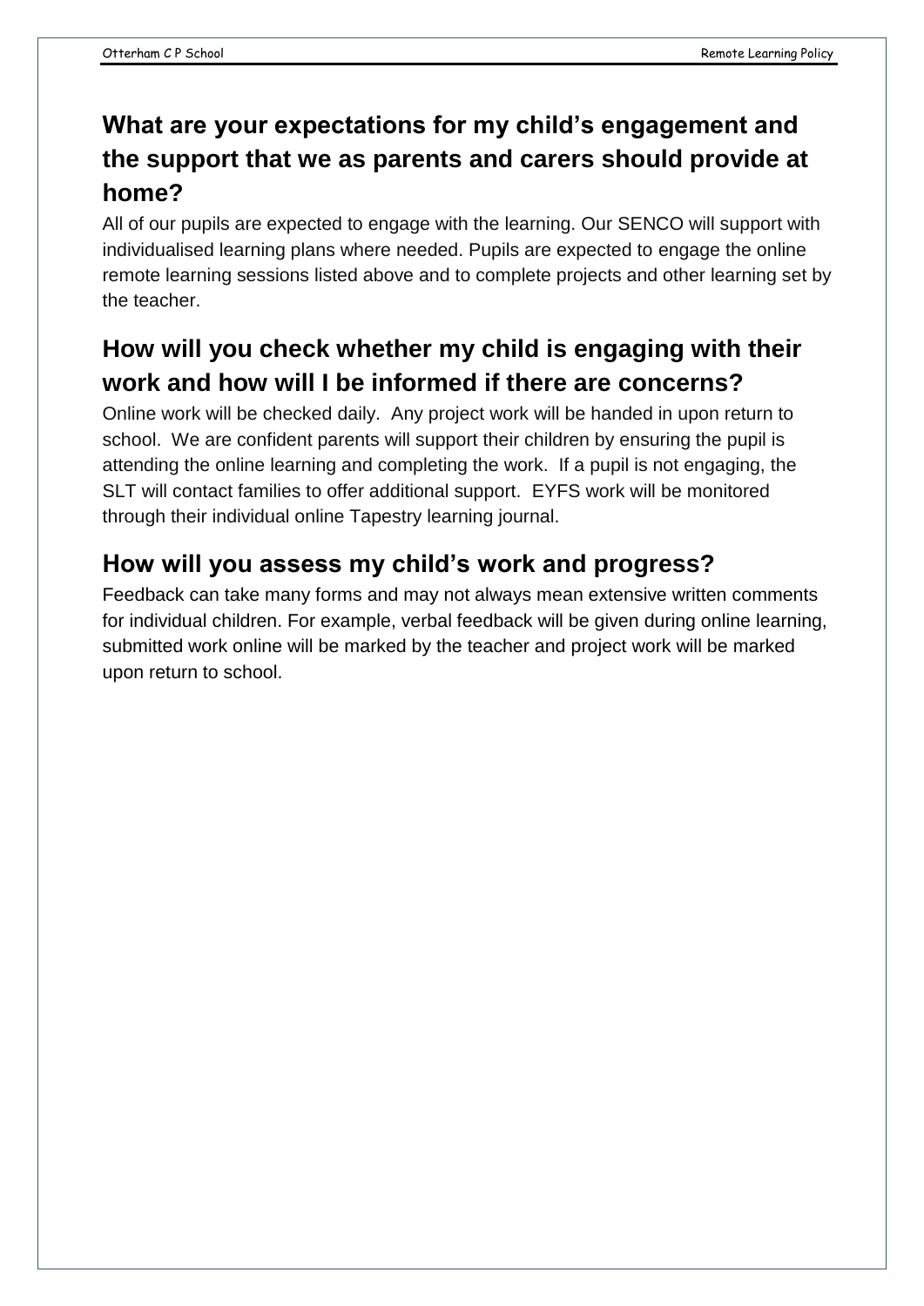## What are your expectations for my child's engagement and the support that we as parents and carers should provide at home?

All of our pupils are expected to engage with the learning. Our SENCO will support with individualised learning plans where needed. Pupils are expected to engage the online remote learning sessions listed above and to complete projects and other learning set by the teacher.

## How will you check whether my child is engaging with their work and how will I be informed if there are concerns?

Online work will be checked daily. Any project work will be handed in upon return to school. We are confident parents will support their children by ensuring the pupil is attending the online learning and completing the work. If a pupil is not engaging, the SLT will contact families to offer additional support. EYFS work will be monitored through their individual online Tapestry learning journal.

## How will you assess my child's work and progress?

Feedback can take many forms and may not always mean extensive written comments for individual children. For example, verbal feedback will be given during online learning, submitted work online will be marked by the teacher and project work will be marked upon return to school.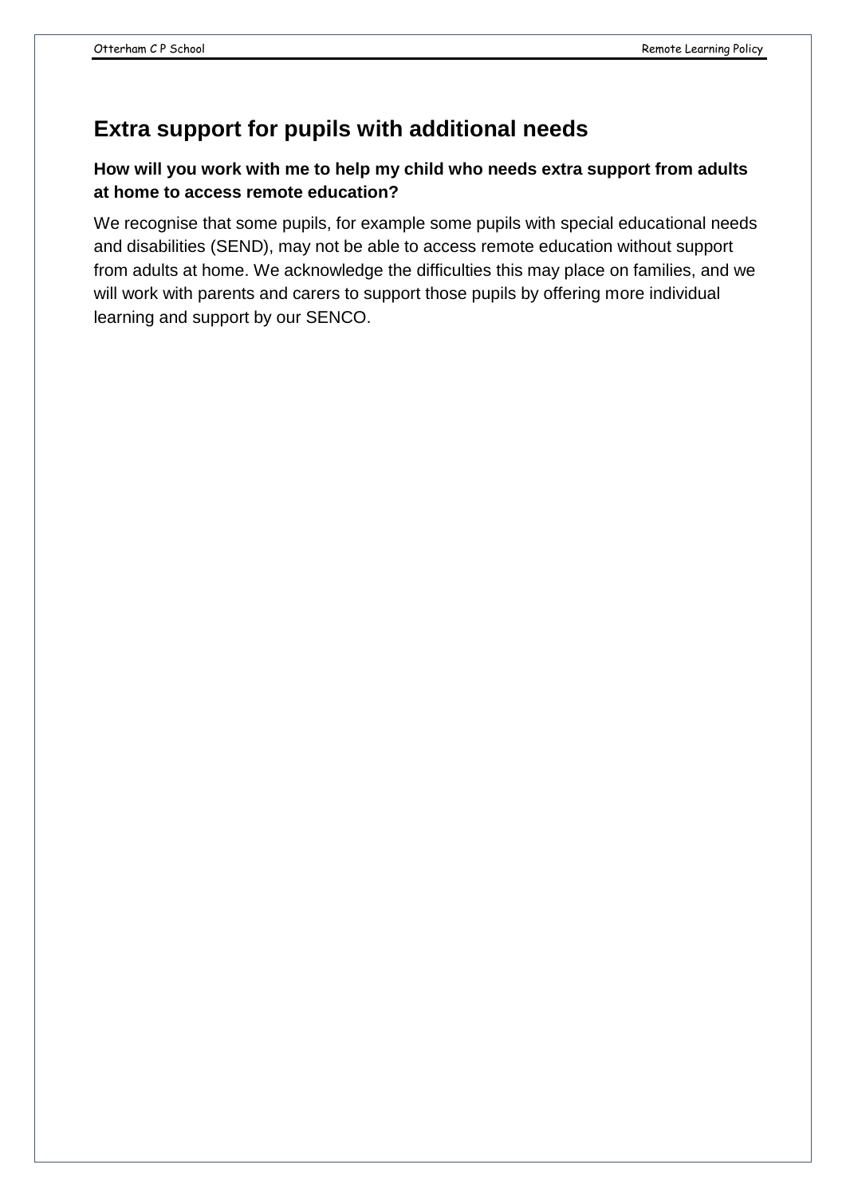## Extra support for pupils with additional needs

### How will you work with me to help my child who needs extra support from adults at home to access remote education?

We recognise that some pupils, for example some pupils with special educational needs and disabilities (SEND), may not be able to access remote education without support from adults at home. We acknowledge the difficulties this may place on families, and we will work with parents and carers to support those pupils by offering more individual learning and support by our SENCO.